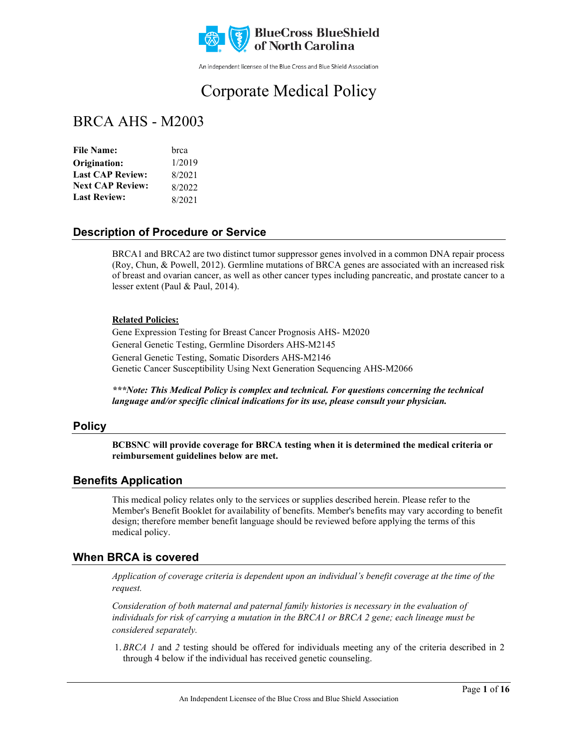BlueCross BlueShield of North Carolina

An independent licensee of the Blue Cross and Blue Shield Association

# Corporate Medical Policy

## BRCA AHS - M2003

| | |
|---|---|
| **File Name:** | brca |
| **Origination:** | 1/2019 |
| **Last CAP Review:** | 8/2021 |
| **Next CAP Review:** | 8/2022 |
| **Last Review:** | 8/2021 |

## Description of Procedure or Service

BRCA1 and BRCA2 are two distinct tumor suppressor genes involved in a common DNA repair process (Roy, Chun, & Powell, 2012). Germline mutations of BRCA genes are associated with an increased risk of breast and ovarian cancer, as well as other cancer types including pancreatic, and prostate cancer to a lesser extent (Paul & Paul, 2014).

**Related Policies:**

Gene Expression Testing for Breast Cancer Prognosis AHS- M2020
General Genetic Testing, Germline Disorders AHS-M2145
General Genetic Testing, Somatic Disorders AHS-M2146
Genetic Cancer Susceptibility Using Next Generation Sequencing AHS-M2066

***\*\*\*Note: This Medical Policy is complex and technical. For questions concerning the technical language and/or specific clinical indications for its use, please consult your physician.***

## Policy

**BCBSNC will provide coverage for BRCA testing when it is determined the medical criteria or reimbursement guidelines below are met.**

## Benefits Application

This medical policy relates only to the services or supplies described herein. Please refer to the Member's Benefit Booklet for availability of benefits. Member's benefits may vary according to benefit design; therefore member benefit language should be reviewed before applying the terms of this medical policy.

## When BRCA is covered

*Application of coverage criteria is dependent upon an individual's benefit coverage at the time of the request.*

*Consideration of both maternal and paternal family histories is necessary in the evaluation of individuals for risk of carrying a mutation in the BRCA1 or BRCA 2 gene; each lineage must be considered separately.*

1. *BRCA 1* and *2* testing should be offered for individuals meeting any of the criteria described in 2 through 4 below if the individual has received genetic counseling.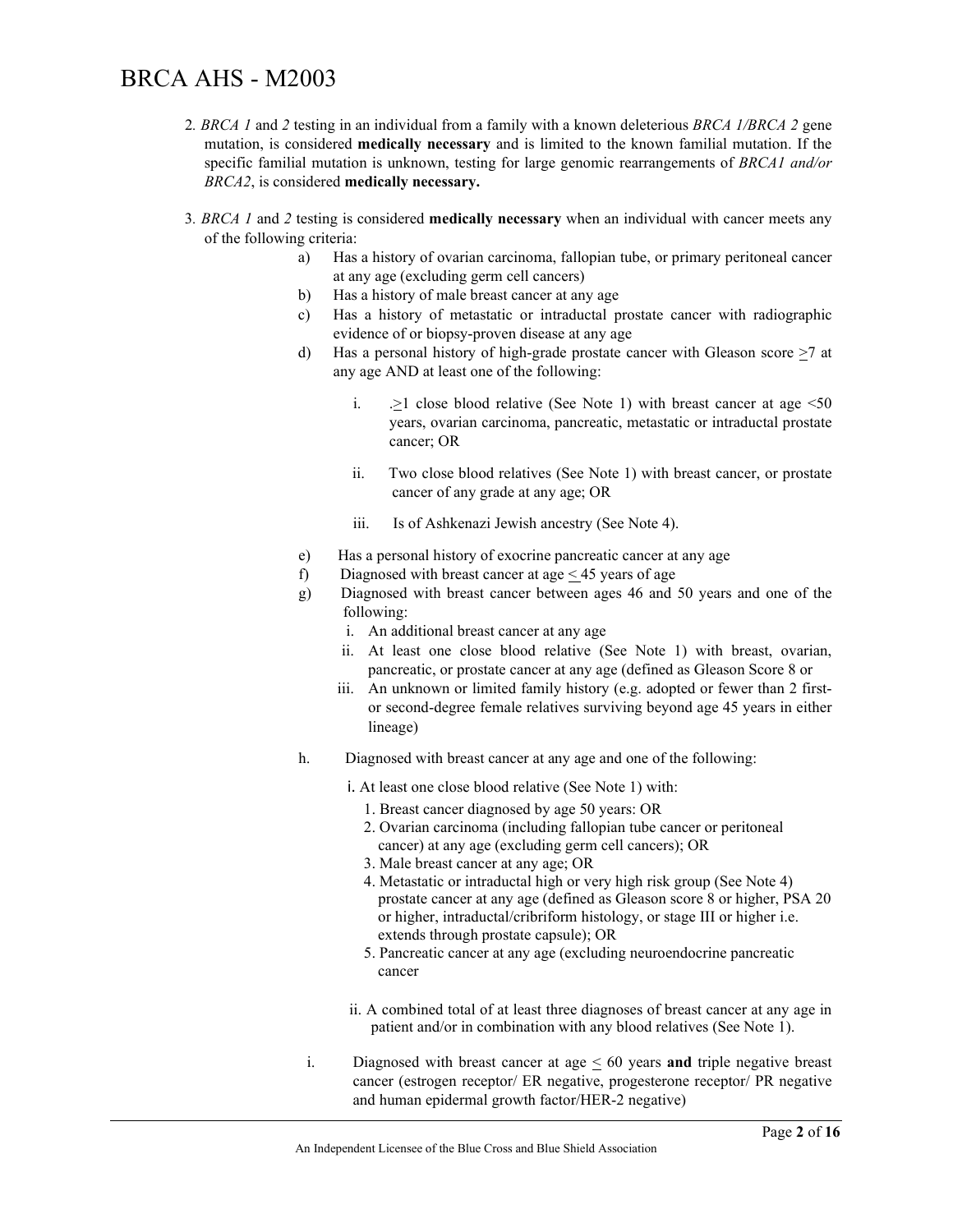2. *BRCA 1* and *2* testing in an individual from a family with a known deleterious *BRCA 1/BRCA 2* gene mutation, is considered **medically necessary** and is limited to the known familial mutation. If the specific familial mutation is unknown, testing for large genomic rearrangements of *BRCA1 and/or BRCA2*, is considered **medically necessary.**

3. *BRCA 1* and *2* testing is considered **medically necessary** when an individual with cancer meets any of the following criteria:

   a) Has a history of ovarian carcinoma, fallopian tube, or primary peritoneal cancer at any age (excluding germ cell cancers)
   b) Has a history of male breast cancer at any age
   c) Has a history of metastatic or intraductal prostate cancer with radiographic evidence of or biopsy-proven disease at any age
   d) Has a personal history of high-grade prostate cancer with Gleason score ≥7 at any age AND at least one of the following:

      i. .≥1 close blood relative (See Note 1) with breast cancer at age <50 years, ovarian carcinoma, pancreatic, metastatic or intraductal prostate cancer; OR

      ii. Two close blood relatives (See Note 1) with breast cancer, or prostate cancer of any grade at any age; OR

      iii. Is of Ashkenazi Jewish ancestry (See Note 4).

   e) Has a personal history of exocrine pancreatic cancer at any age
   f) Diagnosed with breast cancer at age ≤ 45 years of age
   g) Diagnosed with breast cancer between ages 46 and 50 years and one of the following:
      i. An additional breast cancer at any age
      ii. At least one close blood relative (See Note 1) with breast, ovarian, pancreatic, or prostate cancer at any age (defined as Gleason Score 8 or
      iii. An unknown or limited family history (e.g. adopted or fewer than 2 first- or second-degree female relatives surviving beyond age 45 years in either lineage)

   h. Diagnosed with breast cancer at any age and one of the following:

      i. At least one close blood relative (See Note 1) with:
         1. Breast cancer diagnosed by age 50 years: OR
         2. Ovarian carcinoma (including fallopian tube cancer or peritoneal cancer) at any age (excluding germ cell cancers); OR
         3. Male breast cancer at any age; OR
         4. Metastatic or intraductal high or very high risk group (See Note 4) prostate cancer at any age (defined as Gleason score 8 or higher, PSA 20 or higher, intraductal/cribriform histology, or stage III or higher i.e. extends through prostate capsule); OR
         5. Pancreatic cancer at any age (excluding neuroendocrine pancreatic cancer

      ii. A combined total of at least three diagnoses of breast cancer at any age in patient and/or in combination with any blood relatives (See Note 1).

   i. Diagnosed with breast cancer at age ≤ 60 years **and** triple negative breast cancer (estrogen receptor/ ER negative, progesterone receptor/ PR negative and human epidermal growth factor/HER-2 negative)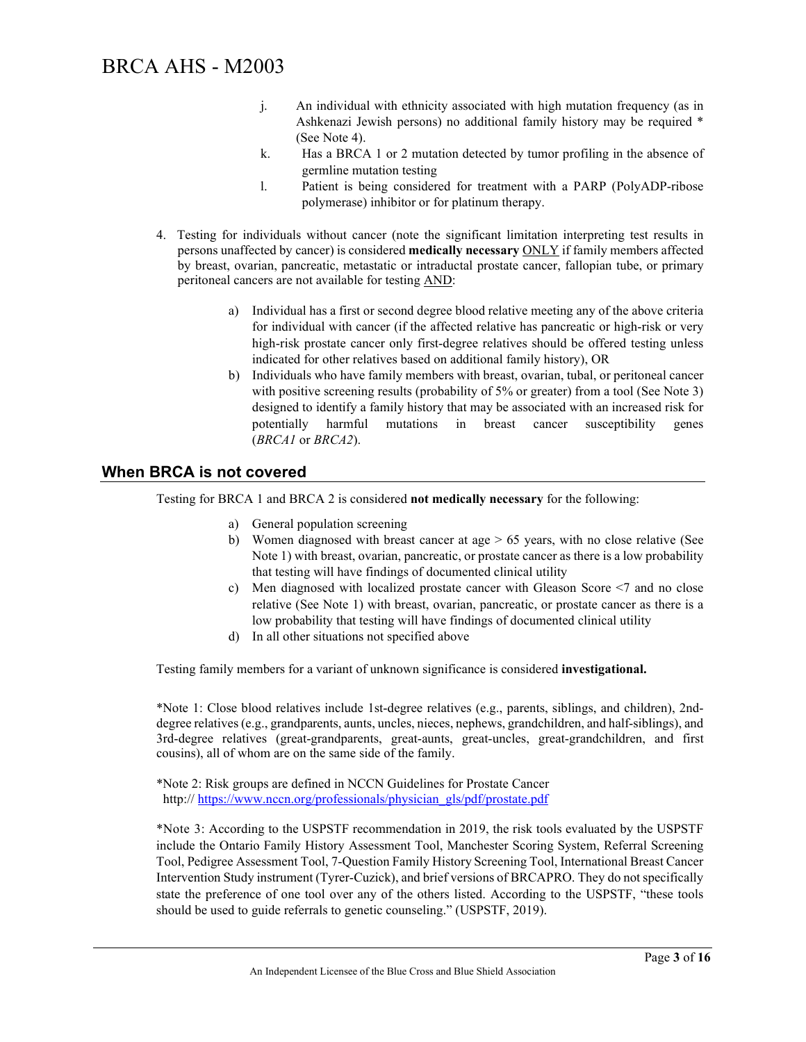j. An individual with ethnicity associated with high mutation frequency (as in Ashkenazi Jewish persons) no additional family history may be required * (See Note 4).

k. Has a BRCA 1 or 2 mutation detected by tumor profiling in the absence of germline mutation testing

l. Patient is being considered for treatment with a PARP (PolyADP-ribose polymerase) inhibitor or for platinum therapy.

4. Testing for individuals without cancer (note the significant limitation interpreting test results in persons unaffected by cancer) is considered **medically necessary** ONLY if family members affected by breast, ovarian, pancreatic, metastatic or intraductal prostate cancer, fallopian tube, or primary peritoneal cancers are not available for testing AND:

   a) Individual has a first or second degree blood relative meeting any of the above criteria for individual with cancer (if the affected relative has pancreatic or high-risk or very high-risk prostate cancer only first-degree relatives should be offered testing unless indicated for other relatives based on additional family history), OR

   b) Individuals who have family members with breast, ovarian, tubal, or peritoneal cancer with positive screening results (probability of 5% or greater) from a tool (See Note 3) designed to identify a family history that may be associated with an increased risk for potentially harmful mutations in breast cancer susceptibility genes (*BRCA1* or *BRCA2*).

## When BRCA is not covered

Testing for BRCA 1 and BRCA 2 is considered **not medically necessary** for the following:

a) General population screening

b) Women diagnosed with breast cancer at age > 65 years, with no close relative (See Note 1) with breast, ovarian, pancreatic, or prostate cancer as there is a low probability that testing will have findings of documented clinical utility

c) Men diagnosed with localized prostate cancer with Gleason Score <7 and no close relative (See Note 1) with breast, ovarian, pancreatic, or prostate cancer as there is a low probability that testing will have findings of documented clinical utility

d) In all other situations not specified above

Testing family members for a variant of unknown significance is considered **investigational.**

*Note 1: Close blood relatives include 1st-degree relatives (e.g., parents, siblings, and children), 2nd-degree relatives (e.g., grandparents, aunts, uncles, nieces, nephews, grandchildren, and half-siblings), and 3rd-degree relatives (great-grandparents, great-aunts, great-uncles, great-grandchildren, and first cousins), all of whom are on the same side of the family.

*Note 2: Risk groups are defined in NCCN Guidelines for Prostate Cancer
http:// https://www.nccn.org/professionals/physician_gls/pdf/prostate.pdf

*Note 3: According to the USPSTF recommendation in 2019, the risk tools evaluated by the USPSTF include the Ontario Family History Assessment Tool, Manchester Scoring System, Referral Screening Tool, Pedigree Assessment Tool, 7-Question Family History Screening Tool, International Breast Cancer Intervention Study instrument (Tyrer-Cuzick), and brief versions of BRCAPRO. They do not specifically state the preference of one tool over any of the others listed. According to the USPSTF, "these tools should be used to guide referrals to genetic counseling." (USPSTF, 2019).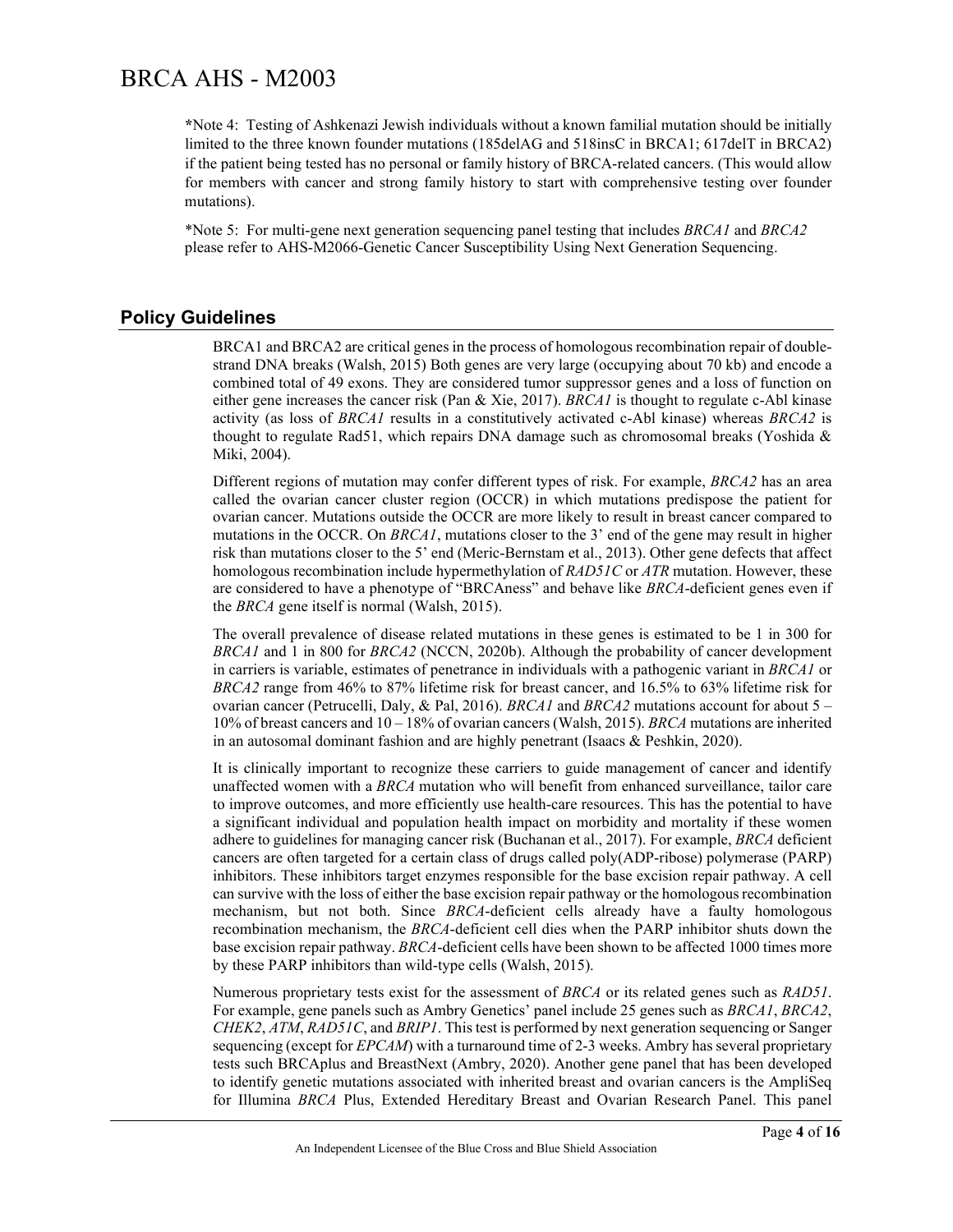*Note 4: Testing of Ashkenazi Jewish individuals without a known familial mutation should be initially limited to the three known founder mutations (185delAG and 518insC in BRCA1; 617delT in BRCA2) if the patient being tested has no personal or family history of BRCA-related cancers. (This would allow for members with cancer and strong family history to start with comprehensive testing over founder mutations).

*Note 5: For multi-gene next generation sequencing panel testing that includes *BRCA1* and *BRCA2* please refer to AHS-M2066-Genetic Cancer Susceptibility Using Next Generation Sequencing.

## Policy Guidelines

BRCA1 and BRCA2 are critical genes in the process of homologous recombination repair of double-strand DNA breaks (Walsh, 2015) Both genes are very large (occupying about 70 kb) and encode a combined total of 49 exons. They are considered tumor suppressor genes and a loss of function on either gene increases the cancer risk (Pan & Xie, 2017). *BRCA1* is thought to regulate c-Abl kinase activity (as loss of *BRCA1* results in a constitutively activated c-Abl kinase) whereas *BRCA2* is thought to regulate Rad51, which repairs DNA damage such as chromosomal breaks (Yoshida & Miki, 2004).

Different regions of mutation may confer different types of risk. For example, *BRCA2* has an area called the ovarian cancer cluster region (OCCR) in which mutations predispose the patient for ovarian cancer. Mutations outside the OCCR are more likely to result in breast cancer compared to mutations in the OCCR. On *BRCA1*, mutations closer to the 3' end of the gene may result in higher risk than mutations closer to the 5' end (Meric-Bernstam et al., 2013). Other gene defects that affect homologous recombination include hypermethylation of *RAD51C* or *ATR* mutation. However, these are considered to have a phenotype of "BRCAness" and behave like *BRCA*-deficient genes even if the *BRCA* gene itself is normal (Walsh, 2015).

The overall prevalence of disease related mutations in these genes is estimated to be 1 in 300 for *BRCA1* and 1 in 800 for *BRCA2* (NCCN, 2020b). Although the probability of cancer development in carriers is variable, estimates of penetrance in individuals with a pathogenic variant in *BRCA1* or *BRCA2* range from 46% to 87% lifetime risk for breast cancer, and 16.5% to 63% lifetime risk for ovarian cancer (Petrucelli, Daly, & Pal, 2016). *BRCA1* and *BRCA2* mutations account for about 5 – 10% of breast cancers and 10 – 18% of ovarian cancers (Walsh, 2015). *BRCA* mutations are inherited in an autosomal dominant fashion and are highly penetrant (Isaacs & Peshkin, 2020).

It is clinically important to recognize these carriers to guide management of cancer and identify unaffected women with a *BRCA* mutation who will benefit from enhanced surveillance, tailor care to improve outcomes, and more efficiently use health-care resources. This has the potential to have a significant individual and population health impact on morbidity and mortality if these women adhere to guidelines for managing cancer risk (Buchanan et al., 2017). For example, *BRCA* deficient cancers are often targeted for a certain class of drugs called poly(ADP-ribose) polymerase (PARP) inhibitors. These inhibitors target enzymes responsible for the base excision repair pathway. A cell can survive with the loss of either the base excision repair pathway or the homologous recombination mechanism, but not both. Since *BRCA*-deficient cells already have a faulty homologous recombination mechanism, the *BRCA*-deficient cell dies when the PARP inhibitor shuts down the base excision repair pathway. *BRCA*-deficient cells have been shown to be affected 1000 times more by these PARP inhibitors than wild-type cells (Walsh, 2015).

Numerous proprietary tests exist for the assessment of *BRCA* or its related genes such as *RAD51*. For example, gene panels such as Ambry Genetics' panel include 25 genes such as *BRCA1*, *BRCA2*, *CHEK2*, *ATM*, *RAD51C*, and *BRIP1*. This test is performed by next generation sequencing or Sanger sequencing (except for *EPCAM*) with a turnaround time of 2-3 weeks. Ambry has several proprietary tests such BRCAplus and BreastNext (Ambry, 2020). Another gene panel that has been developed to identify genetic mutations associated with inherited breast and ovarian cancers is the AmpliSeq for Illumina *BRCA* Plus, Extended Hereditary Breast and Ovarian Research Panel. This panel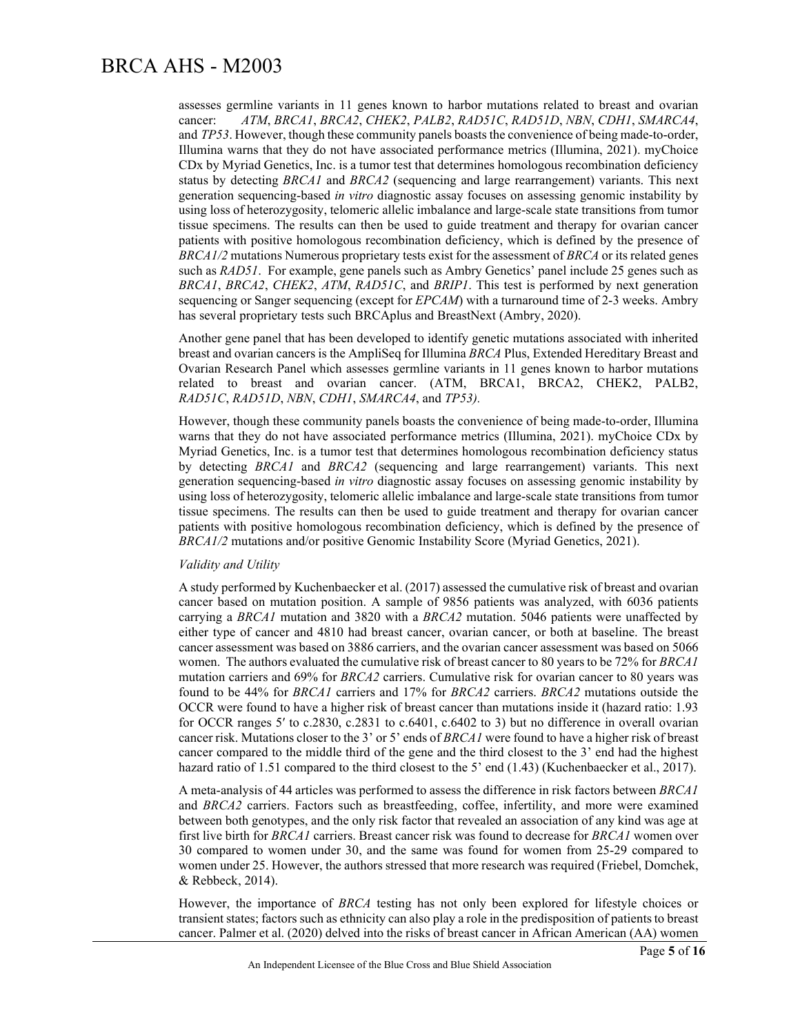assesses germline variants in 11 genes known to harbor mutations related to breast and ovarian cancer: *ATM*, *BRCA1*, *BRCA2*, *CHEK2*, *PALB2*, *RAD51C*, *RAD51D*, *NBN*, *CDH1*, *SMARCA4*, and *TP53*. However, though these community panels boasts the convenience of being made-to-order, Illumina warns that they do not have associated performance metrics (Illumina, 2021). myChoice CDx by Myriad Genetics, Inc. is a tumor test that determines homologous recombination deficiency status by detecting *BRCA1* and *BRCA2* (sequencing and large rearrangement) variants. This next generation sequencing-based *in vitro* diagnostic assay focuses on assessing genomic instability by using loss of heterozygosity, telomeric allelic imbalance and large-scale state transitions from tumor tissue specimens. The results can then be used to guide treatment and therapy for ovarian cancer patients with positive homologous recombination deficiency, which is defined by the presence of *BRCA1/2* mutations Numerous proprietary tests exist for the assessment of *BRCA* or its related genes such as *RAD51*. For example, gene panels such as Ambry Genetics' panel include 25 genes such as *BRCA1*, *BRCA2*, *CHEK2*, *ATM*, *RAD51C*, and *BRIP1*. This test is performed by next generation sequencing or Sanger sequencing (except for *EPCAM*) with a turnaround time of 2-3 weeks. Ambry has several proprietary tests such BRCAplus and BreastNext (Ambry, 2020).

Another gene panel that has been developed to identify genetic mutations associated with inherited breast and ovarian cancers is the AmpliSeq for Illumina *BRCA* Plus, Extended Hereditary Breast and Ovarian Research Panel which assesses germline variants in 11 genes known to harbor mutations related to breast and ovarian cancer. (ATM, BRCA1, BRCA2, CHEK2, PALB2, *RAD51C*, *RAD51D*, *NBN*, *CDH1*, *SMARCA4*, and *TP53).*

However, though these community panels boasts the convenience of being made-to-order, Illumina warns that they do not have associated performance metrics (Illumina, 2021). myChoice CDx by Myriad Genetics, Inc. is a tumor test that determines homologous recombination deficiency status by detecting *BRCA1* and *BRCA2* (sequencing and large rearrangement) variants. This next generation sequencing-based *in vitro* diagnostic assay focuses on assessing genomic instability by using loss of heterozygosity, telomeric allelic imbalance and large-scale state transitions from tumor tissue specimens. The results can then be used to guide treatment and therapy for ovarian cancer patients with positive homologous recombination deficiency, which is defined by the presence of *BRCA1/2* mutations and/or positive Genomic Instability Score (Myriad Genetics, 2021).

*Validity and Utility*

A study performed by Kuchenbaecker et al. (2017) assessed the cumulative risk of breast and ovarian cancer based on mutation position. A sample of 9856 patients was analyzed, with 6036 patients carrying a *BRCA1* mutation and 3820 with a *BRCA2* mutation. 5046 patients were unaffected by either type of cancer and 4810 had breast cancer, ovarian cancer, or both at baseline. The breast cancer assessment was based on 3886 carriers, and the ovarian cancer assessment was based on 5066 women. The authors evaluated the cumulative risk of breast cancer to 80 years to be 72% for *BRCA1* mutation carriers and 69% for *BRCA2* carriers. Cumulative risk for ovarian cancer to 80 years was found to be 44% for *BRCA1* carriers and 17% for *BRCA2* carriers. *BRCA2* mutations outside the OCCR were found to have a higher risk of breast cancer than mutations inside it (hazard ratio: 1.93 for OCCR ranges 5′ to c.2830, c.2831 to c.6401, c.6402 to 3) but no difference in overall ovarian cancer risk. Mutations closer to the 3' or 5' ends of *BRCA1* were found to have a higher risk of breast cancer compared to the middle third of the gene and the third closest to the 3' end had the highest hazard ratio of 1.51 compared to the third closest to the 5' end (1.43) (Kuchenbaecker et al., 2017).

A meta-analysis of 44 articles was performed to assess the difference in risk factors between *BRCA1* and *BRCA2* carriers. Factors such as breastfeeding, coffee, infertility, and more were examined between both genotypes, and the only risk factor that revealed an association of any kind was age at first live birth for *BRCA1* carriers. Breast cancer risk was found to decrease for *BRCA1* women over 30 compared to women under 30, and the same was found for women from 25-29 compared to women under 25. However, the authors stressed that more research was required (Friebel, Domchek, & Rebbeck, 2014).

However, the importance of *BRCA* testing has not only been explored for lifestyle choices or transient states; factors such as ethnicity can also play a role in the predisposition of patients to breast cancer. Palmer et al. (2020) delved into the risks of breast cancer in African American (AA) women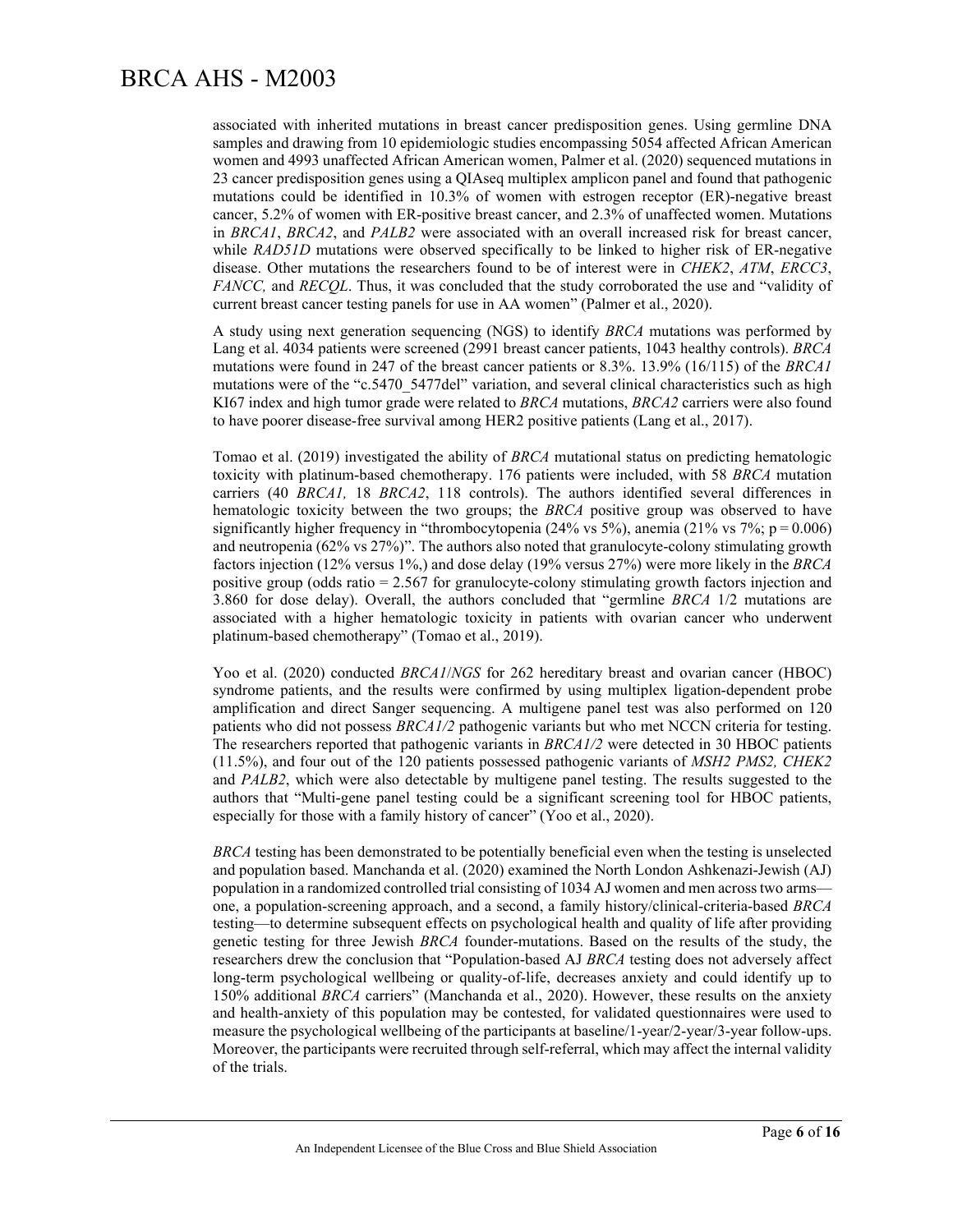associated with inherited mutations in breast cancer predisposition genes. Using germline DNA samples and drawing from 10 epidemiologic studies encompassing 5054 affected African American women and 4993 unaffected African American women, Palmer et al. (2020) sequenced mutations in 23 cancer predisposition genes using a QIAseq multiplex amplicon panel and found that pathogenic mutations could be identified in 10.3% of women with estrogen receptor (ER)-negative breast cancer, 5.2% of women with ER-positive breast cancer, and 2.3% of unaffected women. Mutations in *BRCA1*, *BRCA2*, and *PALB2* were associated with an overall increased risk for breast cancer, while *RAD51D* mutations were observed specifically to be linked to higher risk of ER-negative disease. Other mutations the researchers found to be of interest were in *CHEK2*, *ATM*, *ERCC3*, *FANCC,* and *RECQL*. Thus, it was concluded that the study corroborated the use and "validity of current breast cancer testing panels for use in AA women" (Palmer et al., 2020).

A study using next generation sequencing (NGS) to identify *BRCA* mutations was performed by Lang et al. 4034 patients were screened (2991 breast cancer patients, 1043 healthy controls). *BRCA* mutations were found in 247 of the breast cancer patients or 8.3%. 13.9% (16/115) of the *BRCA1* mutations were of the "c.5470_5477del" variation, and several clinical characteristics such as high KI67 index and high tumor grade were related to *BRCA* mutations, *BRCA2* carriers were also found to have poorer disease-free survival among HER2 positive patients (Lang et al., 2017).

Tomao et al. (2019) investigated the ability of *BRCA* mutational status on predicting hematologic toxicity with platinum-based chemotherapy. 176 patients were included, with 58 *BRCA* mutation carriers (40 *BRCA1,* 18 *BRCA2*, 118 controls). The authors identified several differences in hematologic toxicity between the two groups; the *BRCA* positive group was observed to have significantly higher frequency in "thrombocytopenia (24% vs 5%), anemia (21% vs 7%; p = 0.006) and neutropenia (62% vs 27%)". The authors also noted that granulocyte-colony stimulating growth factors injection (12% versus 1%,) and dose delay (19% versus 27%) were more likely in the *BRCA* positive group (odds ratio = 2.567 for granulocyte-colony stimulating growth factors injection and 3.860 for dose delay). Overall, the authors concluded that "germline *BRCA* 1/2 mutations are associated with a higher hematologic toxicity in patients with ovarian cancer who underwent platinum-based chemotherapy" (Tomao et al., 2019).

Yoo et al. (2020) conducted *BRCA1*/*NGS* for 262 hereditary breast and ovarian cancer (HBOC) syndrome patients, and the results were confirmed by using multiplex ligation-dependent probe amplification and direct Sanger sequencing. A multigene panel test was also performed on 120 patients who did not possess *BRCA1/2* pathogenic variants but who met NCCN criteria for testing. The researchers reported that pathogenic variants in *BRCA1/2* were detected in 30 HBOC patients (11.5%), and four out of the 120 patients possessed pathogenic variants of *MSH2 PMS2, CHEK2* and *PALB2*, which were also detectable by multigene panel testing. The results suggested to the authors that "Multi-gene panel testing could be a significant screening tool for HBOC patients, especially for those with a family history of cancer" (Yoo et al., 2020).

*BRCA* testing has been demonstrated to be potentially beneficial even when the testing is unselected and population based. Manchanda et al. (2020) examined the North London Ashkenazi-Jewish (AJ) population in a randomized controlled trial consisting of 1034 AJ women and men across two arms—one, a population-screening approach, and a second, a family history/clinical-criteria-based *BRCA* testing—to determine subsequent effects on psychological health and quality of life after providing genetic testing for three Jewish *BRCA* founder-mutations. Based on the results of the study, the researchers drew the conclusion that "Population-based AJ *BRCA* testing does not adversely affect long-term psychological wellbeing or quality-of-life, decreases anxiety and could identify up to 150% additional *BRCA* carriers" (Manchanda et al., 2020). However, these results on the anxiety and health-anxiety of this population may be contested, for validated questionnaires were used to measure the psychological wellbeing of the participants at baseline/1-year/2-year/3-year follow-ups. Moreover, the participants were recruited through self-referral, which may affect the internal validity of the trials.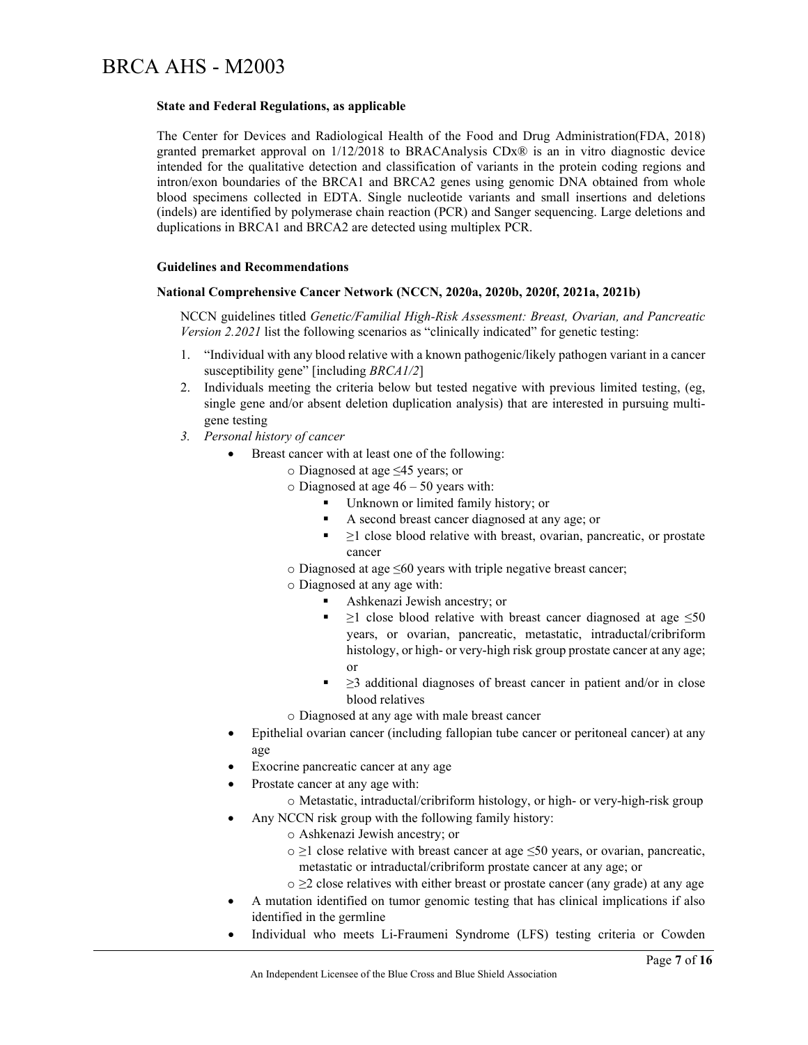**State and Federal Regulations, as applicable**

The Center for Devices and Radiological Health of the Food and Drug Administration(FDA, 2018) granted premarket approval on 1/12/2018 to BRACAnalysis CDx® is an in vitro diagnostic device intended for the qualitative detection and classification of variants in the protein coding regions and intron/exon boundaries of the BRCA1 and BRCA2 genes using genomic DNA obtained from whole blood specimens collected in EDTA. Single nucleotide variants and small insertions and deletions (indels) are identified by polymerase chain reaction (PCR) and Sanger sequencing. Large deletions and duplications in BRCA1 and BRCA2 are detected using multiplex PCR.

**Guidelines and Recommendations**

**National Comprehensive Cancer Network (NCCN, 2020a, 2020b, 2020f, 2021a, 2021b)**

NCCN guidelines titled *Genetic/Familial High-Risk Assessment: Breast, Ovarian, and Pancreatic Version 2.2021* list the following scenarios as "clinically indicated" for genetic testing:

1. "Individual with any blood relative with a known pathogenic/likely pathogen variant in a cancer susceptibility gene" [including *BRCA1/2*]
2. Individuals meeting the criteria below but tested negative with previous limited testing, (eg, single gene and/or absent deletion duplication analysis) that are interested in pursuing multi-gene testing
3. *Personal history of cancer*
   - Breast cancer with at least one of the following:
     - Diagnosed at age ≤45 years; or
     - Diagnosed at age 46 – 50 years with:
       - Unknown or limited family history; or
       - A second breast cancer diagnosed at any age; or
       - ≥1 close blood relative with breast, ovarian, pancreatic, or prostate cancer
     - Diagnosed at age ≤60 years with triple negative breast cancer;
     - Diagnosed at any age with:
       - Ashkenazi Jewish ancestry; or
       - ≥1 close blood relative with breast cancer diagnosed at age ≤50 years, or ovarian, pancreatic, metastatic, intraductal/cribriform histology, or high- or very-high risk group prostate cancer at any age; or
       - ≥3 additional diagnoses of breast cancer in patient and/or in close blood relatives
     - Diagnosed at any age with male breast cancer
   - Epithelial ovarian cancer (including fallopian tube cancer or peritoneal cancer) at any age
   - Exocrine pancreatic cancer at any age
   - Prostate cancer at any age with:
     - Metastatic, intraductal/cribriform histology, or high- or very-high-risk group
   - Any NCCN risk group with the following family history:
     - Ashkenazi Jewish ancestry; or
     - ≥1 close relative with breast cancer at age ≤50 years, or ovarian, pancreatic, metastatic or intraductal/cribriform prostate cancer at any age; or
     - ≥2 close relatives with either breast or prostate cancer (any grade) at any age
   - A mutation identified on tumor genomic testing that has clinical implications if also identified in the germline
   - Individual who meets Li-Fraumeni Syndrome (LFS) testing criteria or Cowden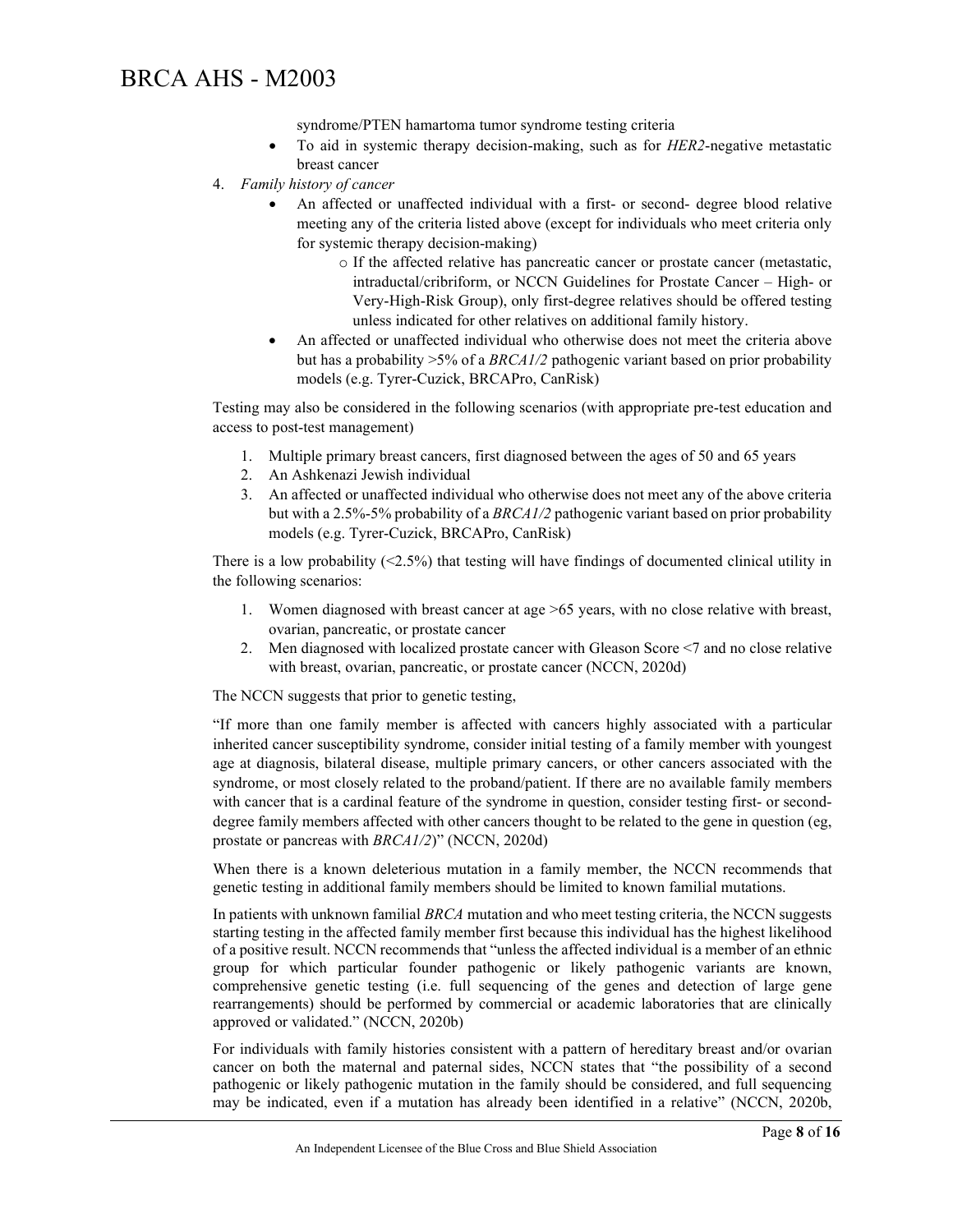syndrome/PTEN hamartoma tumor syndrome testing criteria

- To aid in systemic therapy decision-making, such as for *HER2*-negative metastatic breast cancer

4. *Family history of cancer*
   - An affected or unaffected individual with a first- or second- degree blood relative meeting any of the criteria listed above (except for individuals who meet criteria only for systemic therapy decision-making)
     - If the affected relative has pancreatic cancer or prostate cancer (metastatic, intraductal/cribriform, or NCCN Guidelines for Prostate Cancer – High- or Very-High-Risk Group), only first-degree relatives should be offered testing unless indicated for other relatives on additional family history.
   - An affected or unaffected individual who otherwise does not meet the criteria above but has a probability >5% of a *BRCA1/2* pathogenic variant based on prior probability models (e.g. Tyrer-Cuzick, BRCAPro, CanRisk)

Testing may also be considered in the following scenarios (with appropriate pre-test education and access to post-test management)

1. Multiple primary breast cancers, first diagnosed between the ages of 50 and 65 years
2. An Ashkenazi Jewish individual
3. An affected or unaffected individual who otherwise does not meet any of the above criteria but with a 2.5%-5% probability of a *BRCA1/2* pathogenic variant based on prior probability models (e.g. Tyrer-Cuzick, BRCAPro, CanRisk)

There is a low probability (<2.5%) that testing will have findings of documented clinical utility in the following scenarios:

1. Women diagnosed with breast cancer at age >65 years, with no close relative with breast, ovarian, pancreatic, or prostate cancer
2. Men diagnosed with localized prostate cancer with Gleason Score <7 and no close relative with breast, ovarian, pancreatic, or prostate cancer (NCCN, 2020d)

The NCCN suggests that prior to genetic testing,

"If more than one family member is affected with cancers highly associated with a particular inherited cancer susceptibility syndrome, consider initial testing of a family member with youngest age at diagnosis, bilateral disease, multiple primary cancers, or other cancers associated with the syndrome, or most closely related to the proband/patient. If there are no available family members with cancer that is a cardinal feature of the syndrome in question, consider testing first- or second-degree family members affected with other cancers thought to be related to the gene in question (eg, prostate or pancreas with *BRCA1/2*)" (NCCN, 2020d)

When there is a known deleterious mutation in a family member, the NCCN recommends that genetic testing in additional family members should be limited to known familial mutations.

In patients with unknown familial *BRCA* mutation and who meet testing criteria, the NCCN suggests starting testing in the affected family member first because this individual has the highest likelihood of a positive result. NCCN recommends that "unless the affected individual is a member of an ethnic group for which particular founder pathogenic or likely pathogenic variants are known, comprehensive genetic testing (i.e. full sequencing of the genes and detection of large gene rearrangements) should be performed by commercial or academic laboratories that are clinically approved or validated." (NCCN, 2020b)

For individuals with family histories consistent with a pattern of hereditary breast and/or ovarian cancer on both the maternal and paternal sides, NCCN states that "the possibility of a second pathogenic or likely pathogenic mutation in the family should be considered, and full sequencing may be indicated, even if a mutation has already been identified in a relative" (NCCN, 2020b,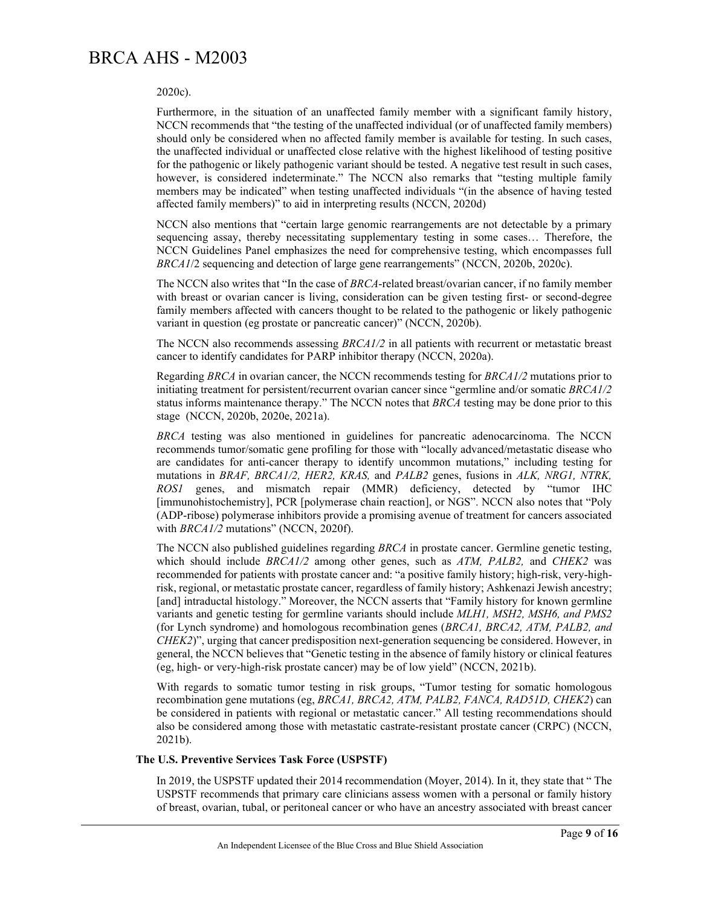2020c).

Furthermore, in the situation of an unaffected family member with a significant family history, NCCN recommends that "the testing of the unaffected individual (or of unaffected family members) should only be considered when no affected family member is available for testing. In such cases, the unaffected individual or unaffected close relative with the highest likelihood of testing positive for the pathogenic or likely pathogenic variant should be tested. A negative test result in such cases, however, is considered indeterminate." The NCCN also remarks that "testing multiple family members may be indicated" when testing unaffected individuals "(in the absence of having tested affected family members)" to aid in interpreting results (NCCN, 2020d)

NCCN also mentions that "certain large genomic rearrangements are not detectable by a primary sequencing assay, thereby necessitating supplementary testing in some cases… Therefore, the NCCN Guidelines Panel emphasizes the need for comprehensive testing, which encompasses full *BRCA1*/2 sequencing and detection of large gene rearrangements" (NCCN, 2020b, 2020c).

The NCCN also writes that "In the case of *BRCA*-related breast/ovarian cancer, if no family member with breast or ovarian cancer is living, consideration can be given testing first- or second-degree family members affected with cancers thought to be related to the pathogenic or likely pathogenic variant in question (eg prostate or pancreatic cancer)" (NCCN, 2020b).

The NCCN also recommends assessing *BRCA1/2* in all patients with recurrent or metastatic breast cancer to identify candidates for PARP inhibitor therapy (NCCN, 2020a).

Regarding *BRCA* in ovarian cancer, the NCCN recommends testing for *BRCA1/2* mutations prior to initiating treatment for persistent/recurrent ovarian cancer since "germline and/or somatic *BRCA1/2* status informs maintenance therapy." The NCCN notes that *BRCA* testing may be done prior to this stage (NCCN, 2020b, 2020e, 2021a).

*BRCA* testing was also mentioned in guidelines for pancreatic adenocarcinoma. The NCCN recommends tumor/somatic gene profiling for those with "locally advanced/metastatic disease who are candidates for anti-cancer therapy to identify uncommon mutations," including testing for mutations in *BRAF, BRCA1/2, HER2, KRAS,* and *PALB2* genes, fusions in *ALK, NRG1, NTRK, ROS1* genes, and mismatch repair (MMR) deficiency, detected by "tumor IHC [immunohistochemistry], PCR [polymerase chain reaction], or NGS". NCCN also notes that "Poly (ADP-ribose) polymerase inhibitors provide a promising avenue of treatment for cancers associated with *BRCA1/2* mutations" (NCCN, 2020f).

The NCCN also published guidelines regarding *BRCA* in prostate cancer. Germline genetic testing, which should include *BRCA1/2* among other genes, such as *ATM, PALB2,* and *CHEK2* was recommended for patients with prostate cancer and: "a positive family history; high-risk, very-high-risk, regional, or metastatic prostate cancer, regardless of family history; Ashkenazi Jewish ancestry; [and] intraductal histology." Moreover, the NCCN asserts that "Family history for known germline variants and genetic testing for germline variants should include *MLH1, MSH2, MSH6, and PMS2* (for Lynch syndrome) and homologous recombination genes (*BRCA1, BRCA2, ATM, PALB2, and CHEK2*)", urging that cancer predisposition next-generation sequencing be considered. However, in general, the NCCN believes that "Genetic testing in the absence of family history or clinical features (eg, high- or very-high-risk prostate cancer) may be of low yield" (NCCN, 2021b).

With regards to somatic tumor testing in risk groups, "Tumor testing for somatic homologous recombination gene mutations (eg, *BRCA1, BRCA2, ATM, PALB2, FANCA, RAD51D, CHEK2*) can be considered in patients with regional or metastatic cancer." All testing recommendations should also be considered among those with metastatic castrate-resistant prostate cancer (CRPC) (NCCN, 2021b).

**The U.S. Preventive Services Task Force (USPSTF)**

In 2019, the USPSTF updated their 2014 recommendation (Moyer, 2014). In it, they state that " The USPSTF recommends that primary care clinicians assess women with a personal or family history of breast, ovarian, tubal, or peritoneal cancer or who have an ancestry associated with breast cancer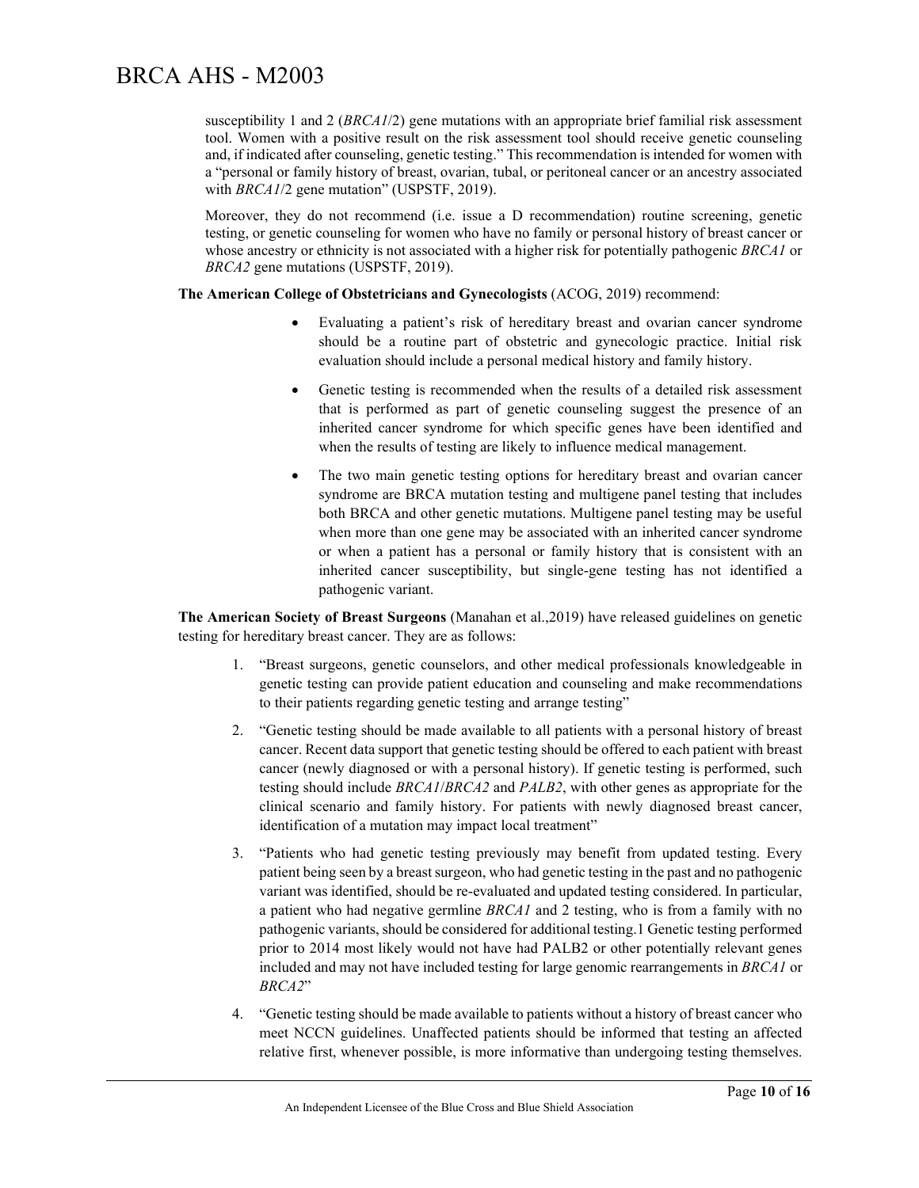susceptibility 1 and 2 (*BRCA1*/2) gene mutations with an appropriate brief familial risk assessment tool. Women with a positive result on the risk assessment tool should receive genetic counseling and, if indicated after counseling, genetic testing." This recommendation is intended for women with a "personal or family history of breast, ovarian, tubal, or peritoneal cancer or an ancestry associated with *BRCA1*/2 gene mutation" (USPSTF, 2019).

Moreover, they do not recommend (i.e. issue a D recommendation) routine screening, genetic testing, or genetic counseling for women who have no family or personal history of breast cancer or whose ancestry or ethnicity is not associated with a higher risk for potentially pathogenic *BRCA1* or *BRCA2* gene mutations (USPSTF, 2019).

**The American College of Obstetricians and Gynecologists** (ACOG, 2019) recommend:

- Evaluating a patient's risk of hereditary breast and ovarian cancer syndrome should be a routine part of obstetric and gynecologic practice. Initial risk evaluation should include a personal medical history and family history.
- Genetic testing is recommended when the results of a detailed risk assessment that is performed as part of genetic counseling suggest the presence of an inherited cancer syndrome for which specific genes have been identified and when the results of testing are likely to influence medical management.
- The two main genetic testing options for hereditary breast and ovarian cancer syndrome are BRCA mutation testing and multigene panel testing that includes both BRCA and other genetic mutations. Multigene panel testing may be useful when more than one gene may be associated with an inherited cancer syndrome or when a patient has a personal or family history that is consistent with an inherited cancer susceptibility, but single-gene testing has not identified a pathogenic variant.

**The American Society of Breast Surgeons** (Manahan et al.,2019) have released guidelines on genetic testing for hereditary breast cancer. They are as follows:

1. "Breast surgeons, genetic counselors, and other medical professionals knowledgeable in genetic testing can provide patient education and counseling and make recommendations to their patients regarding genetic testing and arrange testing"
2. "Genetic testing should be made available to all patients with a personal history of breast cancer. Recent data support that genetic testing should be offered to each patient with breast cancer (newly diagnosed or with a personal history). If genetic testing is performed, such testing should include *BRCA1*/*BRCA2* and *PALB2*, with other genes as appropriate for the clinical scenario and family history. For patients with newly diagnosed breast cancer, identification of a mutation may impact local treatment"
3. "Patients who had genetic testing previously may benefit from updated testing. Every patient being seen by a breast surgeon, who had genetic testing in the past and no pathogenic variant was identified, should be re-evaluated and updated testing considered. In particular, a patient who had negative germline *BRCA1* and 2 testing, who is from a family with no pathogenic variants, should be considered for additional testing.1 Genetic testing performed prior to 2014 most likely would not have had PALB2 or other potentially relevant genes included and may not have included testing for large genomic rearrangements in *BRCA1* or *BRCA2*"
4. "Genetic testing should be made available to patients without a history of breast cancer who meet NCCN guidelines. Unaffected patients should be informed that testing an affected relative first, whenever possible, is more informative than undergoing testing themselves.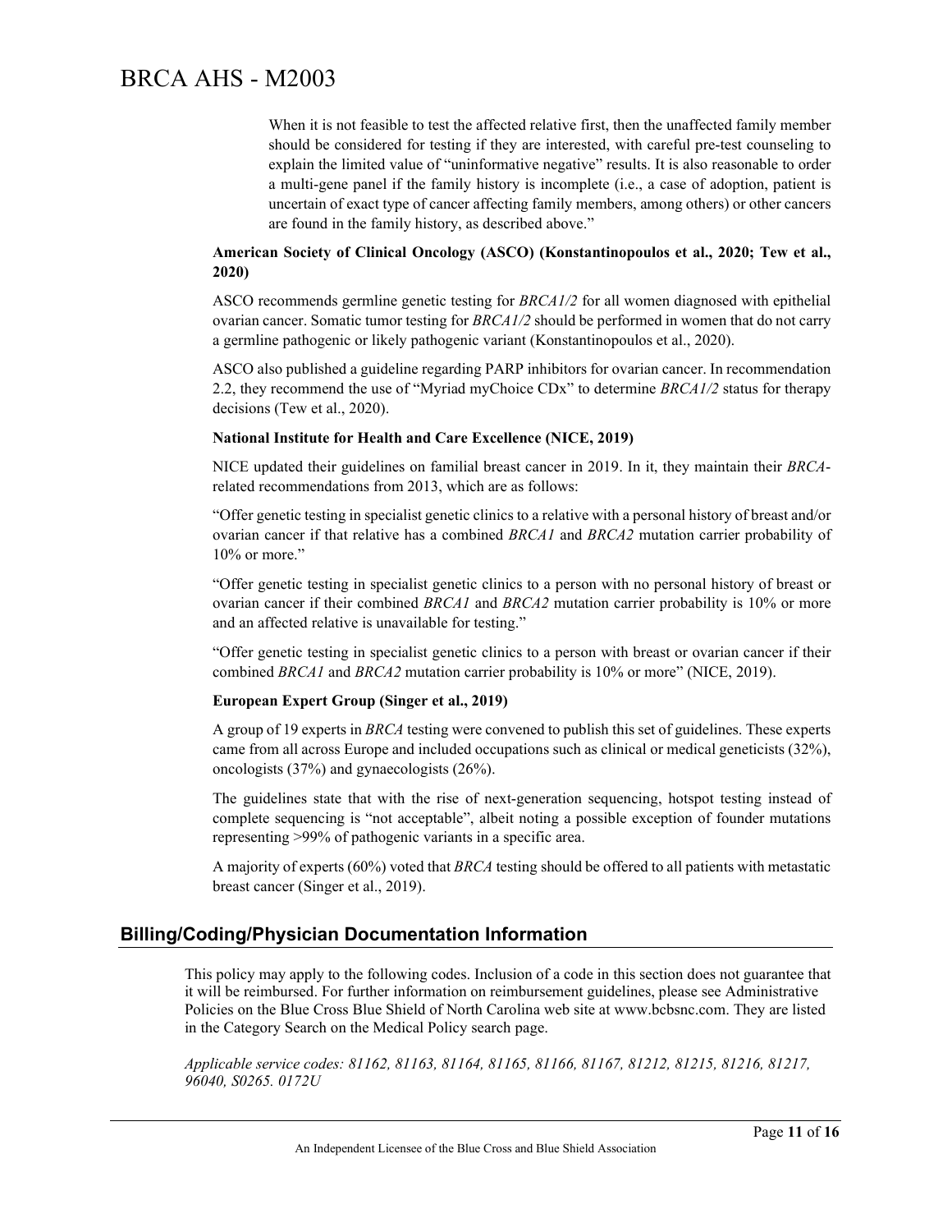When it is not feasible to test the affected relative first, then the unaffected family member should be considered for testing if they are interested, with careful pre-test counseling to explain the limited value of "uninformative negative" results. It is also reasonable to order a multi-gene panel if the family history is incomplete (i.e., a case of adoption, patient is uncertain of exact type of cancer affecting family members, among others) or other cancers are found in the family history, as described above."

**American Society of Clinical Oncology (ASCO) (Konstantinopoulos et al., 2020; Tew et al., 2020)**

ASCO recommends germline genetic testing for *BRCA1/2* for all women diagnosed with epithelial ovarian cancer. Somatic tumor testing for *BRCA1/2* should be performed in women that do not carry a germline pathogenic or likely pathogenic variant (Konstantinopoulos et al., 2020).

ASCO also published a guideline regarding PARP inhibitors for ovarian cancer. In recommendation 2.2, they recommend the use of "Myriad myChoice CDx" to determine *BRCA1/2* status for therapy decisions (Tew et al., 2020).

**National Institute for Health and Care Excellence (NICE, 2019)**

NICE updated their guidelines on familial breast cancer in 2019. In it, they maintain their *BRCA*-related recommendations from 2013, which are as follows:

"Offer genetic testing in specialist genetic clinics to a relative with a personal history of breast and/or ovarian cancer if that relative has a combined *BRCA1* and *BRCA2* mutation carrier probability of 10% or more."

"Offer genetic testing in specialist genetic clinics to a person with no personal history of breast or ovarian cancer if their combined *BRCA1* and *BRCA2* mutation carrier probability is 10% or more and an affected relative is unavailable for testing."

"Offer genetic testing in specialist genetic clinics to a person with breast or ovarian cancer if their combined *BRCA1* and *BRCA2* mutation carrier probability is 10% or more" (NICE, 2019).

**European Expert Group (Singer et al., 2019)**

A group of 19 experts in *BRCA* testing were convened to publish this set of guidelines. These experts came from all across Europe and included occupations such as clinical or medical geneticists (32%), oncologists (37%) and gynaecologists (26%).

The guidelines state that with the rise of next-generation sequencing, hotspot testing instead of complete sequencing is "not acceptable", albeit noting a possible exception of founder mutations representing >99% of pathogenic variants in a specific area.

A majority of experts (60%) voted that *BRCA* testing should be offered to all patients with metastatic breast cancer (Singer et al., 2019).

## Billing/Coding/Physician Documentation Information

This policy may apply to the following codes. Inclusion of a code in this section does not guarantee that it will be reimbursed. For further information on reimbursement guidelines, please see Administrative Policies on the Blue Cross Blue Shield of North Carolina web site at www.bcbsnc.com. They are listed in the Category Search on the Medical Policy search page.

*Applicable service codes: 81162, 81163, 81164, 81165, 81166, 81167, 81212, 81215, 81216, 81217, 96040, S0265. 0172U*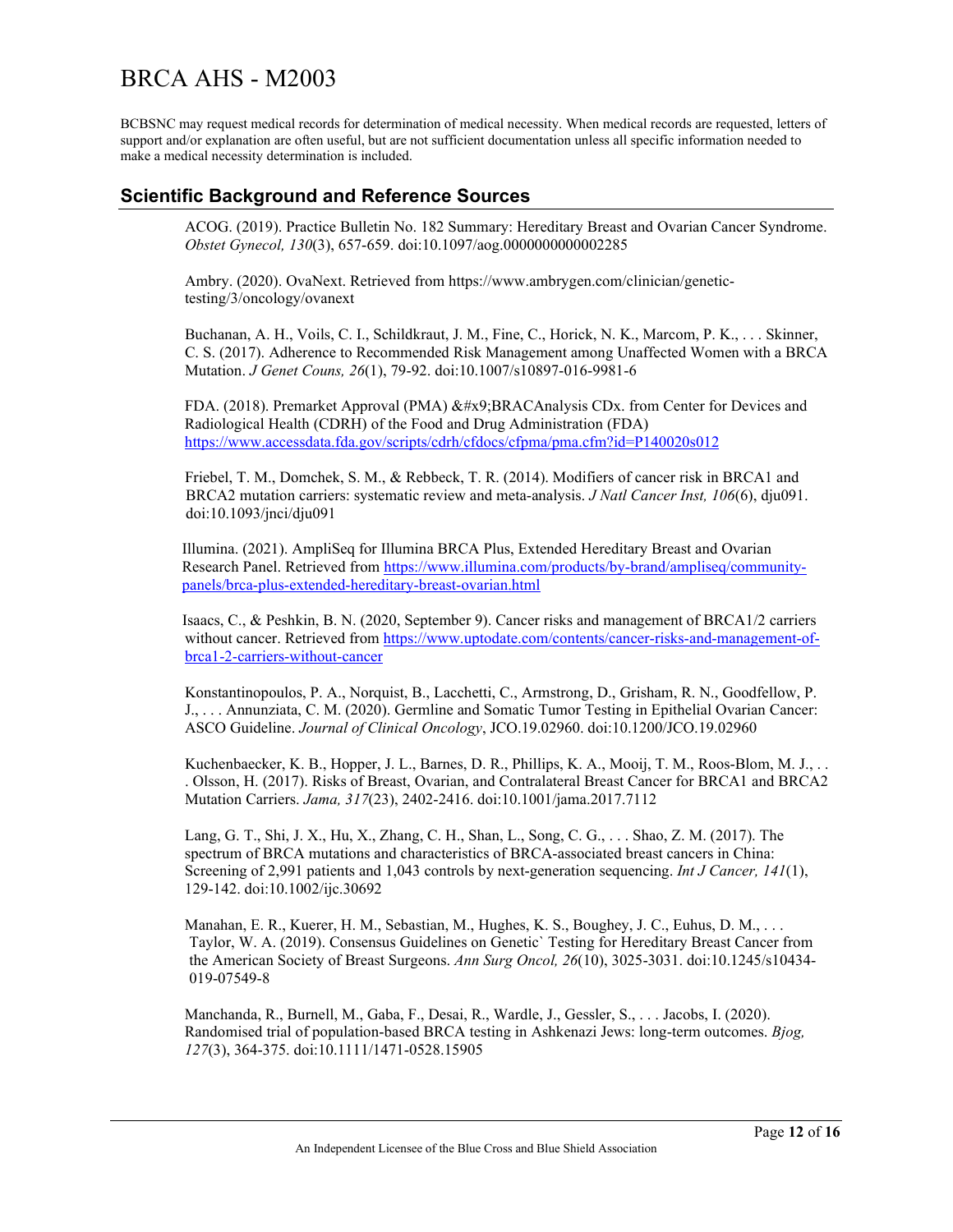BCBSNC may request medical records for determination of medical necessity. When medical records are requested, letters of support and/or explanation are often useful, but are not sufficient documentation unless all specific information needed to make a medical necessity determination is included.

## Scientific Background and Reference Sources

ACOG. (2019). Practice Bulletin No. 182 Summary: Hereditary Breast and Ovarian Cancer Syndrome. *Obstet Gynecol, 130*(3), 657-659. doi:10.1097/aog.0000000000002285

Ambry. (2020). OvaNext. Retrieved from https://www.ambrygen.com/clinician/genetic-testing/3/oncology/ovanext

Buchanan, A. H., Voils, C. I., Schildkraut, J. M., Fine, C., Horick, N. K., Marcom, P. K., . . . Skinner, C. S. (2017). Adherence to Recommended Risk Management among Unaffected Women with a BRCA Mutation. *J Genet Couns, 26*(1), 79-92. doi:10.1007/s10897-016-9981-6

FDA. (2018). Premarket Approval (PMA) &#x9;BRACAnalysis CDx. from Center for Devices and Radiological Health (CDRH) of the Food and Drug Administration (FDA) https://www.accessdata.fda.gov/scripts/cdrh/cfdocs/cfpma/pma.cfm?id=P140020s012

Friebel, T. M., Domchek, S. M., & Rebbeck, T. R. (2014). Modifiers of cancer risk in BRCA1 and BRCA2 mutation carriers: systematic review and meta-analysis. *J Natl Cancer Inst, 106*(6), dju091. doi:10.1093/jnci/dju091

Illumina. (2021). AmpliSeq for Illumina BRCA Plus, Extended Hereditary Breast and Ovarian Research Panel. Retrieved from https://www.illumina.com/products/by-brand/ampliseq/community-panels/brca-plus-extended-hereditary-breast-ovarian.html

Isaacs, C., & Peshkin, B. N. (2020, September 9). Cancer risks and management of BRCA1/2 carriers without cancer. Retrieved from https://www.uptodate.com/contents/cancer-risks-and-management-of-brca1-2-carriers-without-cancer

Konstantinopoulos, P. A., Norquist, B., Lacchetti, C., Armstrong, D., Grisham, R. N., Goodfellow, P. J., . . . Annunziata, C. M. (2020). Germline and Somatic Tumor Testing in Epithelial Ovarian Cancer: ASCO Guideline. *Journal of Clinical Oncology*, JCO.19.02960. doi:10.1200/JCO.19.02960

Kuchenbaecker, K. B., Hopper, J. L., Barnes, D. R., Phillips, K. A., Mooij, T. M., Roos-Blom, M. J., . . . Olsson, H. (2017). Risks of Breast, Ovarian, and Contralateral Breast Cancer for BRCA1 and BRCA2 Mutation Carriers. *Jama, 317*(23), 2402-2416. doi:10.1001/jama.2017.7112

Lang, G. T., Shi, J. X., Hu, X., Zhang, C. H., Shan, L., Song, C. G., . . . Shao, Z. M. (2017). The spectrum of BRCA mutations and characteristics of BRCA-associated breast cancers in China: Screening of 2,991 patients and 1,043 controls by next-generation sequencing. *Int J Cancer, 141*(1), 129-142. doi:10.1002/ijc.30692

Manahan, E. R., Kuerer, H. M., Sebastian, M., Hughes, K. S., Boughey, J. C., Euhus, D. M., . . . Taylor, W. A. (2019). Consensus Guidelines on Genetic` Testing for Hereditary Breast Cancer from the American Society of Breast Surgeons. *Ann Surg Oncol, 26*(10), 3025-3031. doi:10.1245/s10434-019-07549-8

Manchanda, R., Burnell, M., Gaba, F., Desai, R., Wardle, J., Gessler, S., . . . Jacobs, I. (2020). Randomised trial of population-based BRCA testing in Ashkenazi Jews: long-term outcomes. *Bjog, 127*(3), 364-375. doi:10.1111/1471-0528.15905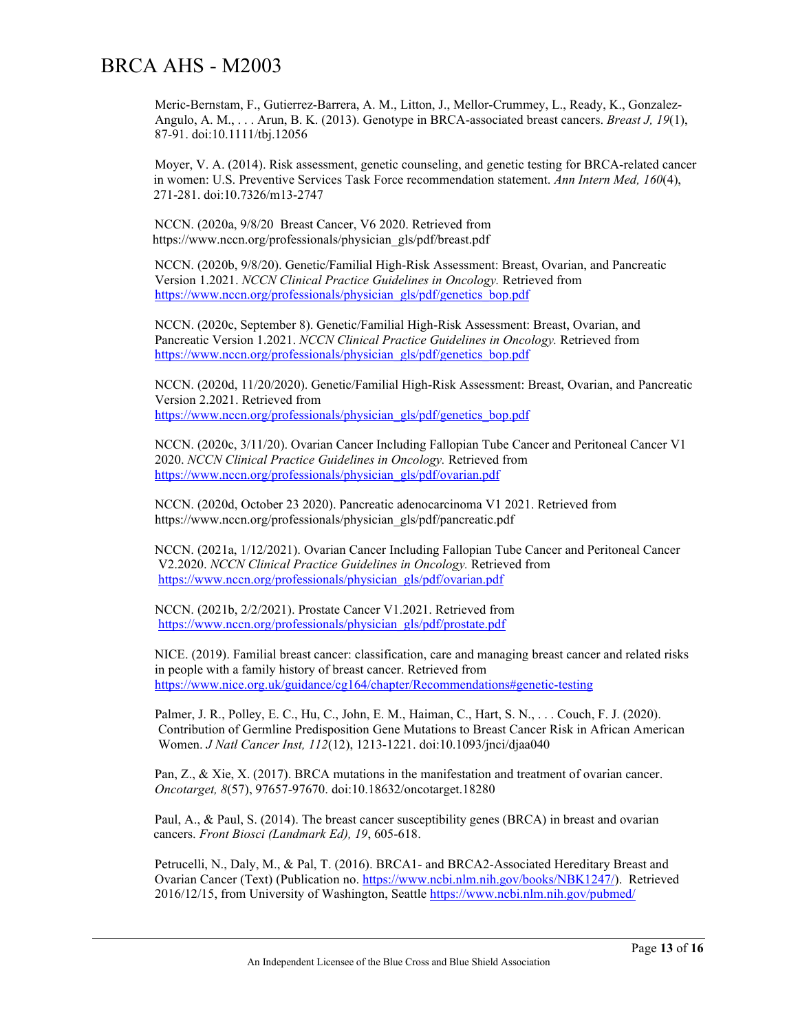Meric-Bernstam, F., Gutierrez-Barrera, A. M., Litton, J., Mellor-Crummey, L., Ready, K., Gonzalez-Angulo, A. M., . . . Arun, B. K. (2013). Genotype in BRCA-associated breast cancers. *Breast J, 19*(1), 87-91. doi:10.1111/tbj.12056

Moyer, V. A. (2014). Risk assessment, genetic counseling, and genetic testing for BRCA-related cancer in women: U.S. Preventive Services Task Force recommendation statement. *Ann Intern Med, 160*(4), 271-281. doi:10.7326/m13-2747

NCCN. (2020a, 9/8/20 Breast Cancer, V6 2020. Retrieved from https://www.nccn.org/professionals/physician_gls/pdf/breast.pdf

NCCN. (2020b, 9/8/20). Genetic/Familial High-Risk Assessment: Breast, Ovarian, and Pancreatic Version 1.2021. *NCCN Clinical Practice Guidelines in Oncology.* Retrieved from https://www.nccn.org/professionals/physician_gls/pdf/genetics_bop.pdf

NCCN. (2020c, September 8). Genetic/Familial High-Risk Assessment: Breast, Ovarian, and Pancreatic Version 1.2021. *NCCN Clinical Practice Guidelines in Oncology.* Retrieved from https://www.nccn.org/professionals/physician_gls/pdf/genetics_bop.pdf

NCCN. (2020d, 11/20/2020). Genetic/Familial High-Risk Assessment: Breast, Ovarian, and Pancreatic Version 2.2021. Retrieved from https://www.nccn.org/professionals/physician_gls/pdf/genetics_bop.pdf

NCCN. (2020c, 3/11/20). Ovarian Cancer Including Fallopian Tube Cancer and Peritoneal Cancer V1 2020. *NCCN Clinical Practice Guidelines in Oncology.* Retrieved from https://www.nccn.org/professionals/physician_gls/pdf/ovarian.pdf

NCCN. (2020d, October 23 2020). Pancreatic adenocarcinoma V1 2021. Retrieved from https://www.nccn.org/professionals/physician_gls/pdf/pancreatic.pdf

NCCN. (2021a, 1/12/2021). Ovarian Cancer Including Fallopian Tube Cancer and Peritoneal Cancer V2.2020. *NCCN Clinical Practice Guidelines in Oncology.* Retrieved from https://www.nccn.org/professionals/physician_gls/pdf/ovarian.pdf

NCCN. (2021b, 2/2/2021). Prostate Cancer V1.2021. Retrieved from https://www.nccn.org/professionals/physician_gls/pdf/prostate.pdf

NICE. (2019). Familial breast cancer: classification, care and managing breast cancer and related risks in people with a family history of breast cancer. Retrieved from https://www.nice.org.uk/guidance/cg164/chapter/Recommendations#genetic-testing

Palmer, J. R., Polley, E. C., Hu, C., John, E. M., Haiman, C., Hart, S. N., . . . Couch, F. J. (2020). Contribution of Germline Predisposition Gene Mutations to Breast Cancer Risk in African American Women. *J Natl Cancer Inst, 112*(12), 1213-1221. doi:10.1093/jnci/djaa040

Pan, Z., & Xie, X. (2017). BRCA mutations in the manifestation and treatment of ovarian cancer. *Oncotarget, 8*(57), 97657-97670. doi:10.18632/oncotarget.18280

Paul, A., & Paul, S. (2014). The breast cancer susceptibility genes (BRCA) in breast and ovarian cancers. *Front Biosci (Landmark Ed), 19*, 605-618.

Petrucelli, N., Daly, M., & Pal, T. (2016). BRCA1- and BRCA2-Associated Hereditary Breast and Ovarian Cancer (Text) (Publication no. https://www.ncbi.nlm.nih.gov/books/NBK1247/). Retrieved 2016/12/15, from University of Washington, Seattle https://www.ncbi.nlm.nih.gov/pubmed/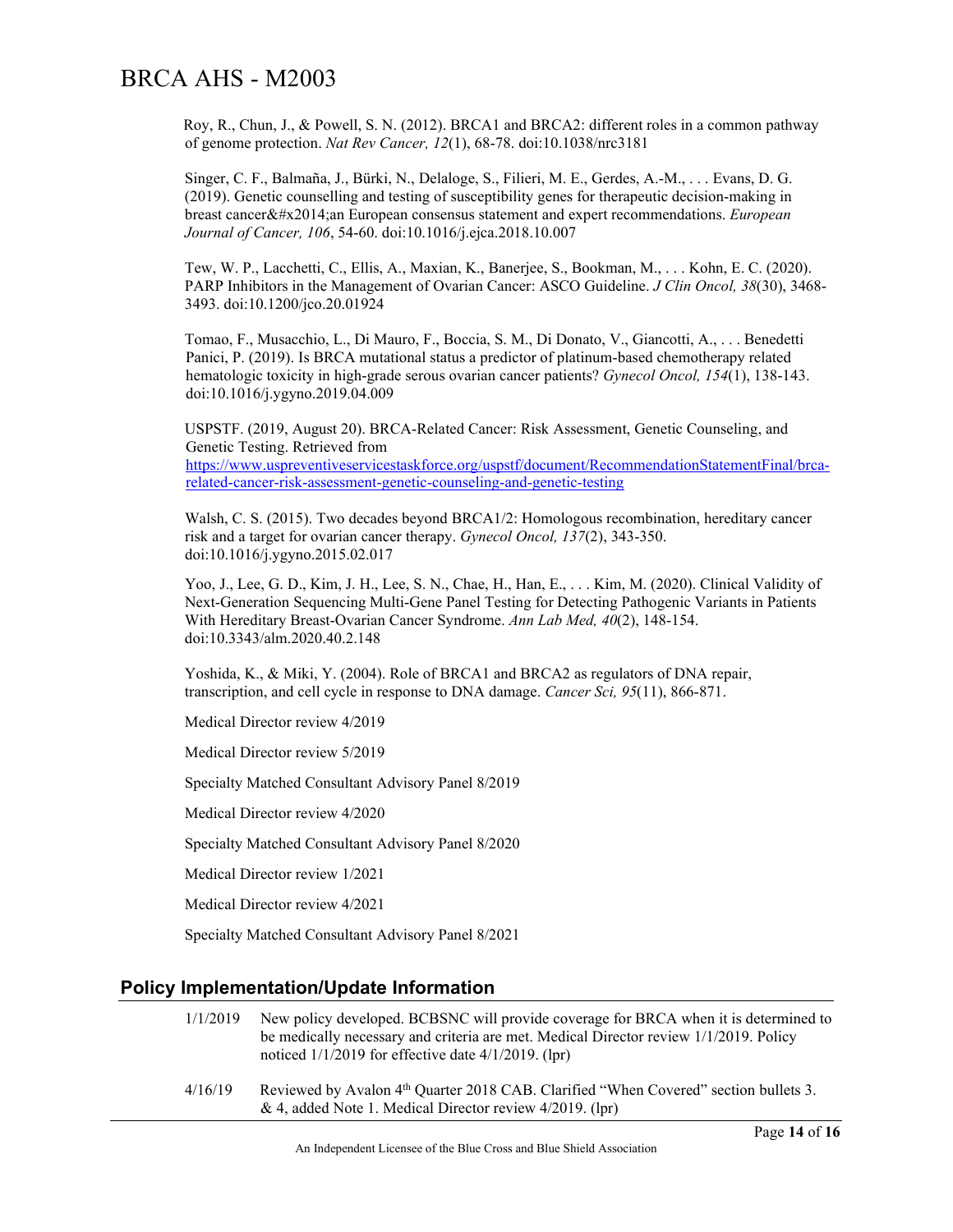Roy, R., Chun, J., & Powell, S. N. (2012). BRCA1 and BRCA2: different roles in a common pathway of genome protection. *Nat Rev Cancer, 12*(1), 68-78. doi:10.1038/nrc3181

Singer, C. F., Balmaña, J., Bürki, N., Delaloge, S., Filieri, M. E., Gerdes, A.-M., . . . Evans, D. G. (2019). Genetic counselling and testing of susceptibility genes for therapeutic decision-making in breast cancer&#x2014;an European consensus statement and expert recommendations. *European Journal of Cancer, 106*, 54-60. doi:10.1016/j.ejca.2018.10.007

Tew, W. P., Lacchetti, C., Ellis, A., Maxian, K., Banerjee, S., Bookman, M., . . . Kohn, E. C. (2020). PARP Inhibitors in the Management of Ovarian Cancer: ASCO Guideline. *J Clin Oncol, 38*(30), 3468-3493. doi:10.1200/jco.20.01924

Tomao, F., Musacchio, L., Di Mauro, F., Boccia, S. M., Di Donato, V., Giancotti, A., . . . Benedetti Panici, P. (2019). Is BRCA mutational status a predictor of platinum-based chemotherapy related hematologic toxicity in high-grade serous ovarian cancer patients? *Gynecol Oncol, 154*(1), 138-143. doi:10.1016/j.ygyno.2019.04.009

USPSTF. (2019, August 20). BRCA-Related Cancer: Risk Assessment, Genetic Counseling, and Genetic Testing. Retrieved from https://www.uspreventiveservicestaskforce.org/uspstf/document/RecommendationStatementFinal/brca-related-cancer-risk-assessment-genetic-counseling-and-genetic-testing

Walsh, C. S. (2015). Two decades beyond BRCA1/2: Homologous recombination, hereditary cancer risk and a target for ovarian cancer therapy. *Gynecol Oncol, 137*(2), 343-350. doi:10.1016/j.ygyno.2015.02.017

Yoo, J., Lee, G. D., Kim, J. H., Lee, S. N., Chae, H., Han, E., . . . Kim, M. (2020). Clinical Validity of Next-Generation Sequencing Multi-Gene Panel Testing for Detecting Pathogenic Variants in Patients With Hereditary Breast-Ovarian Cancer Syndrome. *Ann Lab Med, 40*(2), 148-154. doi:10.3343/alm.2020.40.2.148

Yoshida, K., & Miki, Y. (2004). Role of BRCA1 and BRCA2 as regulators of DNA repair, transcription, and cell cycle in response to DNA damage. *Cancer Sci, 95*(11), 866-871.

Medical Director review 4/2019

Medical Director review 5/2019

Specialty Matched Consultant Advisory Panel 8/2019

Medical Director review 4/2020

Specialty Matched Consultant Advisory Panel 8/2020

Medical Director review 1/2021

Medical Director review 4/2021

Specialty Matched Consultant Advisory Panel 8/2021

## Policy Implementation/Update Information

1/1/2019 New policy developed. BCBSNC will provide coverage for BRCA when it is determined to be medically necessary and criteria are met. Medical Director review 1/1/2019. Policy noticed 1/1/2019 for effective date 4/1/2019. (lpr)

4/16/19 Reviewed by Avalon 4th Quarter 2018 CAB. Clarified "When Covered" section bullets 3. & 4, added Note 1. Medical Director review 4/2019. (lpr)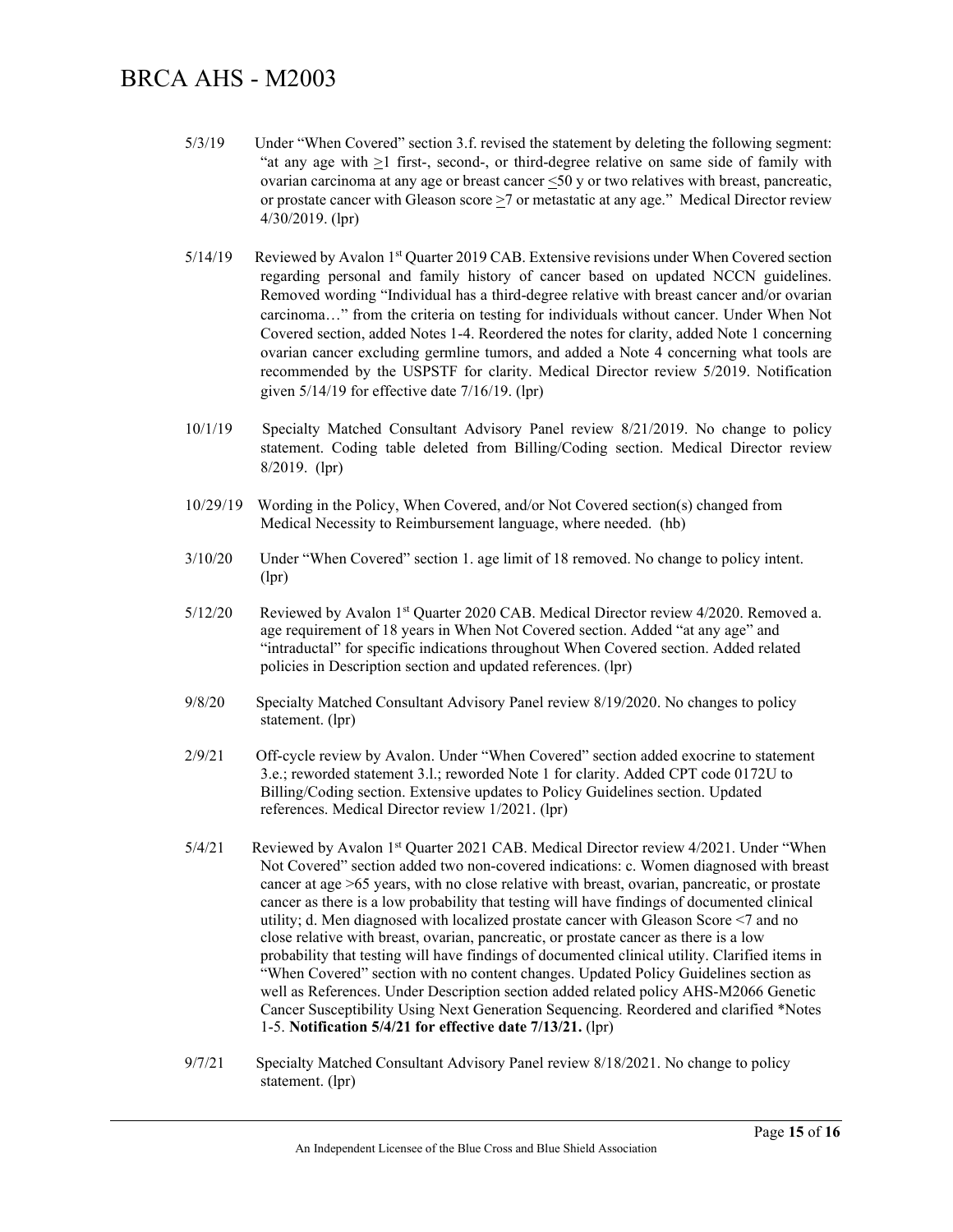5/3/19 Under "When Covered" section 3.f. revised the statement by deleting the following segment: "at any age with ≥1 first-, second-, or third-degree relative on same side of family with ovarian carcinoma at any age or breast cancer ≤50 y or two relatives with breast, pancreatic, or prostate cancer with Gleason score ≥7 or metastatic at any age." Medical Director review 4/30/2019. (lpr)

5/14/19 Reviewed by Avalon 1st Quarter 2019 CAB. Extensive revisions under When Covered section regarding personal and family history of cancer based on updated NCCN guidelines. Removed wording "Individual has a third-degree relative with breast cancer and/or ovarian carcinoma…" from the criteria on testing for individuals without cancer. Under When Not Covered section, added Notes 1-4. Reordered the notes for clarity, added Note 1 concerning ovarian cancer excluding germline tumors, and added a Note 4 concerning what tools are recommended by the USPSTF for clarity. Medical Director review 5/2019. Notification given 5/14/19 for effective date 7/16/19. (lpr)

10/1/19 Specialty Matched Consultant Advisory Panel review 8/21/2019. No change to policy statement. Coding table deleted from Billing/Coding section. Medical Director review 8/2019. (lpr)

10/29/19 Wording in the Policy, When Covered, and/or Not Covered section(s) changed from Medical Necessity to Reimbursement language, where needed. (hb)

3/10/20 Under "When Covered" section 1. age limit of 18 removed. No change to policy intent. (lpr)

5/12/20 Reviewed by Avalon 1st Quarter 2020 CAB. Medical Director review 4/2020. Removed a. age requirement of 18 years in When Not Covered section. Added "at any age" and "intraductal" for specific indications throughout When Covered section. Added related policies in Description section and updated references. (lpr)

9/8/20 Specialty Matched Consultant Advisory Panel review 8/19/2020. No changes to policy statement. (lpr)

2/9/21 Off-cycle review by Avalon. Under "When Covered" section added exocrine to statement 3.e.; reworded statement 3.l.; reworded Note 1 for clarity. Added CPT code 0172U to Billing/Coding section. Extensive updates to Policy Guidelines section. Updated references. Medical Director review 1/2021. (lpr)

5/4/21 Reviewed by Avalon 1st Quarter 2021 CAB. Medical Director review 4/2021. Under "When Not Covered" section added two non-covered indications: c. Women diagnosed with breast cancer at age >65 years, with no close relative with breast, ovarian, pancreatic, or prostate cancer as there is a low probability that testing will have findings of documented clinical utility; d. Men diagnosed with localized prostate cancer with Gleason Score <7 and no close relative with breast, ovarian, pancreatic, or prostate cancer as there is a low probability that testing will have findings of documented clinical utility. Clarified items in "When Covered" section with no content changes. Updated Policy Guidelines section as well as References. Under Description section added related policy AHS-M2066 Genetic Cancer Susceptibility Using Next Generation Sequencing. Reordered and clarified *Notes 1-5. **Notification 5/4/21 for effective date 7/13/21.** (lpr)

9/7/21 Specialty Matched Consultant Advisory Panel review 8/18/2021. No change to policy statement. (lpr)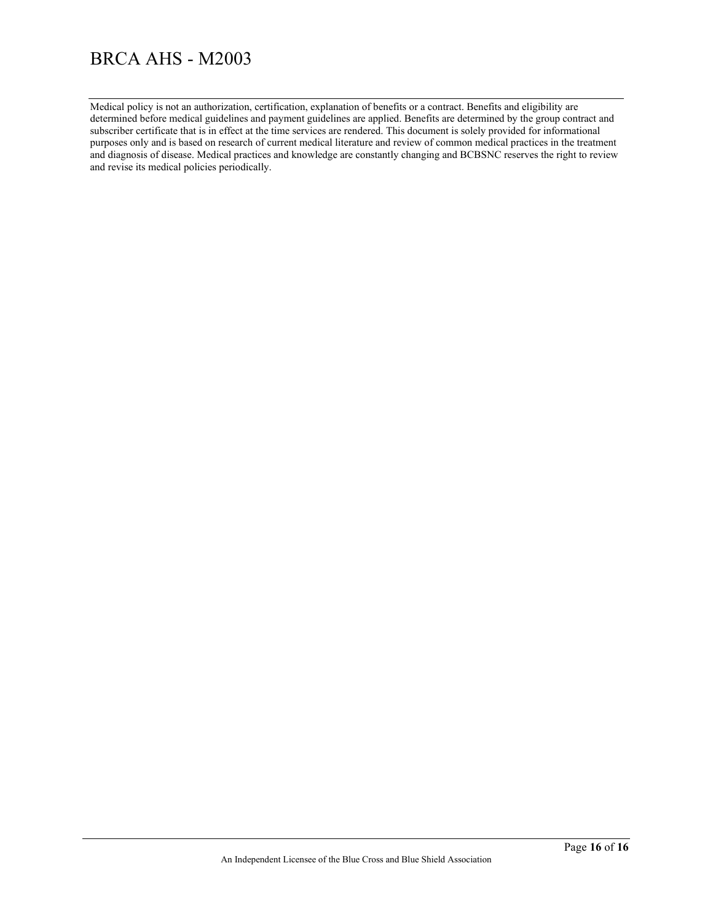Medical policy is not an authorization, certification, explanation of benefits or a contract. Benefits and eligibility are determined before medical guidelines and payment guidelines are applied. Benefits are determined by the group contract and subscriber certificate that is in effect at the time services are rendered. This document is solely provided for informational purposes only and is based on research of current medical literature and review of common medical practices in the treatment and diagnosis of disease. Medical practices and knowledge are constantly changing and BCBSNC reserves the right to review and revise its medical policies periodically.